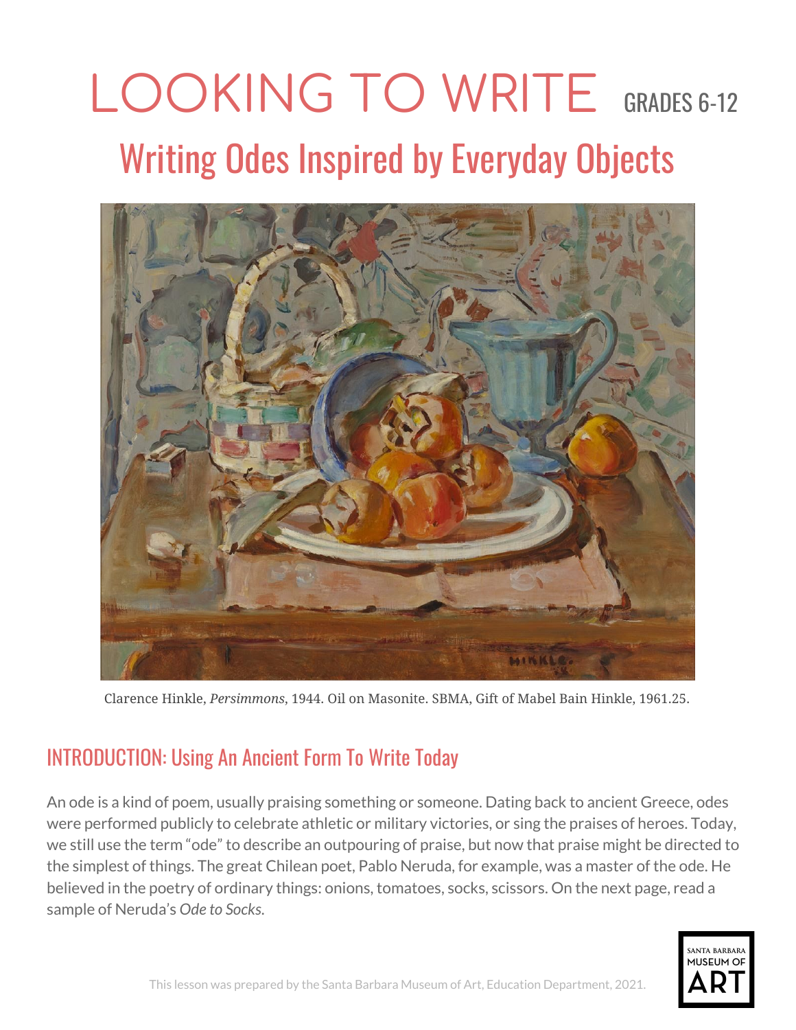# LOOKING TO WRITE GRADES 6-12

## Writing Odes Inspired by Everyday Objects

Clarence Hinkle, *Persimmons*, 1944. Oil on Masonite. SBMA, Gift of Mabel Bain Hinkle, 1961.25.

## INTRODUCTION: Using An Ancient Form To Write Today

An ode is a kind of poem, usually praising something or someone. Dating back to ancient Greece, odes were performed publicly to celebrate athletic or military victories, or sing the praises of heroes. Today, we still use the term "ode" to describe an outpouring of praise, but now that praise might be directed to the simplest of things. The great Chilean poet, Pablo Neruda, for example, was a master of the ode. He believed in the poetry of ordinary things: onions, tomatoes, socks, scissors. On the next page, read a sample of Neruda's *Ode to Socks.*

This lesson was prepared by the Santa Barbara Museum of Art, Education Department, 2021.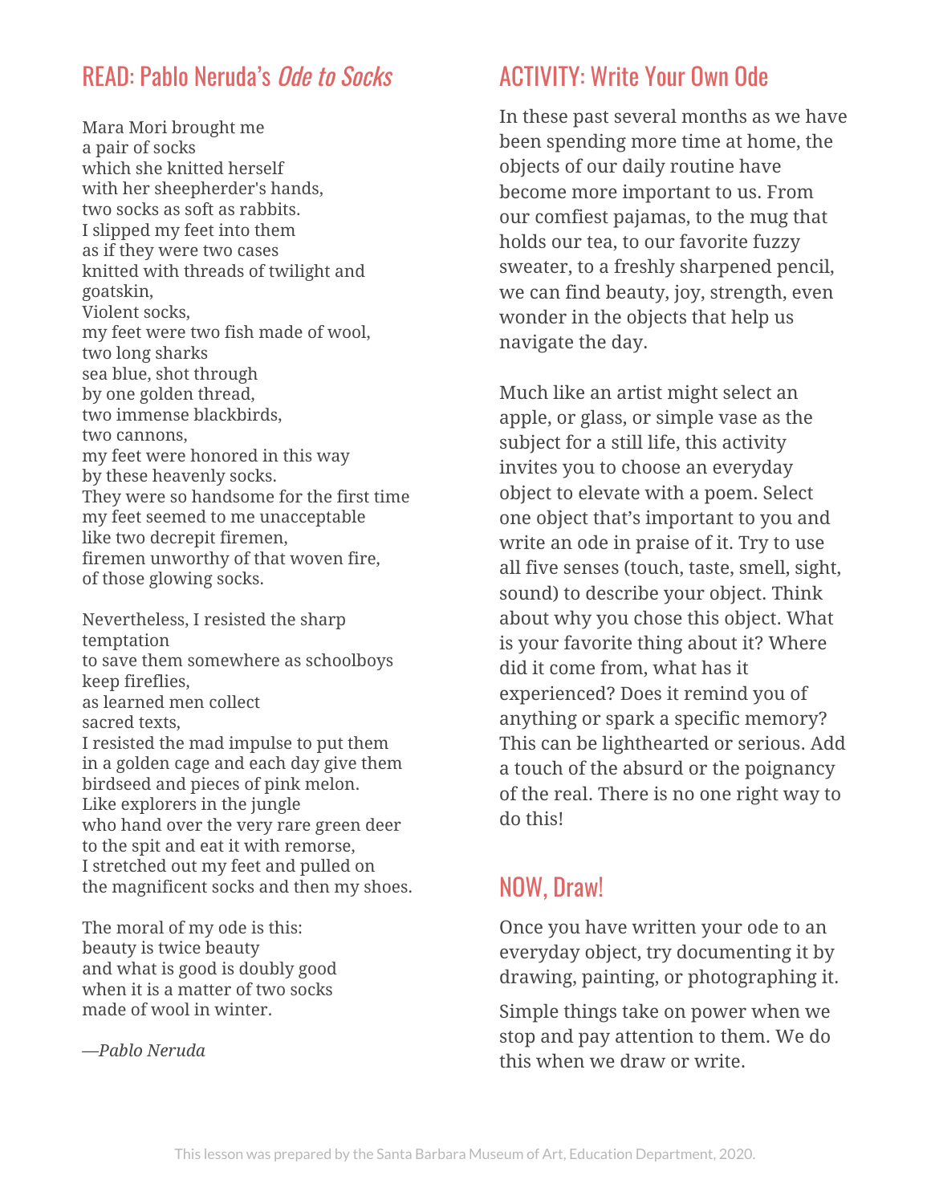## READ: Pablo Neruda's *Ode to Socks*

Mara Mori brought me
a pair of socks
which she knitted herself
with her sheepherder's hands,
two socks as soft as rabbits.
I slipped my feet into them
as if they were two cases
knitted with threads of twilight and
goatskin,
Violent socks,
my feet were two fish made of wool,
two long sharks
sea blue, shot through
by one golden thread,
two immense blackbirds,
two cannons,
my feet were honored in this way
by these heavenly socks.
They were so handsome for the first time
my feet seemed to me unacceptable
like two decrepit firemen,
firemen unworthy of that woven fire,
of those glowing socks.

Nevertheless, I resisted the sharp
temptation
to save them somewhere as schoolboys
keep fireflies,
as learned men collect
sacred texts,
I resisted the mad impulse to put them
in a golden cage and each day give them
birdseed and pieces of pink melon.
Like explorers in the jungle
who hand over the very rare green deer
to the spit and eat it with remorse,
I stretched out my feet and pulled on
the magnificent socks and then my shoes.

The moral of my ode is this:
beauty is twice beauty
and what is good is doubly good
when it is a matter of two socks
made of wool in winter.

—*Pablo Neruda*

## ACTIVITY: Write Your Own Ode

In these past several months as we have been spending more time at home, the objects of our daily routine have become more important to us. From our comfiest pajamas, to the mug that holds our tea, to our favorite fuzzy sweater, to a freshly sharpened pencil, we can find beauty, joy, strength, even wonder in the objects that help us navigate the day.

Much like an artist might select an apple, or glass, or simple vase as the subject for a still life, this activity invites you to choose an everyday object to elevate with a poem. Select one object that's important to you and write an ode in praise of it. Try to use all five senses (touch, taste, smell, sight, sound) to describe your object. Think about why you chose this object. What is your favorite thing about it? Where did it come from, what has it experienced? Does it remind you of anything or spark a specific memory? This can be lighthearted or serious. Add a touch of the absurd or the poignancy of the real. There is no one right way to do this!

## NOW, Draw!

Once you have written your ode to an everyday object, try documenting it by drawing, painting, or photographing it.

Simple things take on power when we stop and pay attention to them. We do this when we draw or write.

This lesson was prepared by the Santa Barbara Museum of Art, Education Department, 2020.